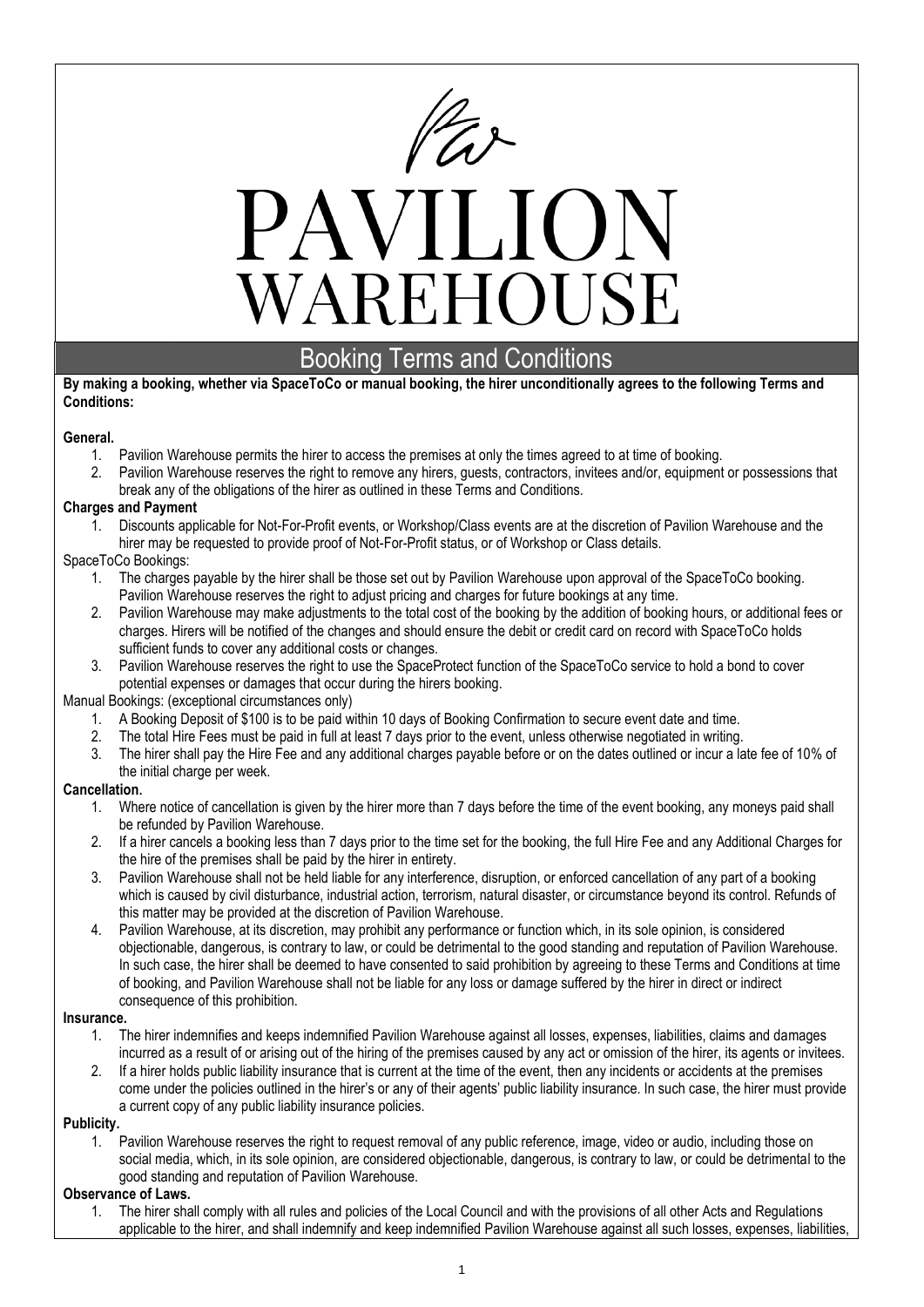# PAVILION WAREHOUSE

## Booking Terms and Conditions

**By making a booking, whether via SpaceToCo or manual booking, the hirer unconditionally agrees to the following Terms and Conditions:**

**General.**

1. Pavilion Warehouse permits the hirer to access the premises at only the times agreed to at time of booking.
2. Pavilion Warehouse reserves the right to remove any hirers, guests, contractors, invitees and/or, equipment or possessions that break any of the obligations of the hirer as outlined in these Terms and Conditions.

**Charges and Payment**

1. Discounts applicable for Not-For-Profit events, or Workshop/Class events are at the discretion of Pavilion Warehouse and the hirer may be requested to provide proof of Not-For-Profit status, or of Workshop or Class details.

SpaceToCo Bookings:

1. The charges payable by the hirer shall be those set out by Pavilion Warehouse upon approval of the SpaceToCo booking. Pavilion Warehouse reserves the right to adjust pricing and charges for future bookings at any time.
2. Pavilion Warehouse may make adjustments to the total cost of the booking by the addition of booking hours, or additional fees or charges. Hirers will be notified of the changes and should ensure the debit or credit card on record with SpaceToCo holds sufficient funds to cover any additional costs or changes.
3. Pavilion Warehouse reserves the right to use the SpaceProtect function of the SpaceToCo service to hold a bond to cover potential expenses or damages that occur during the hirers booking.

Manual Bookings: (exceptional circumstances only)

1. A Booking Deposit of $100 is to be paid within 10 days of Booking Confirmation to secure event date and time.
2. The total Hire Fees must be paid in full at least 7 days prior to the event, unless otherwise negotiated in writing.
3. The hirer shall pay the Hire Fee and any additional charges payable before or on the dates outlined or incur a late fee of 10% of the initial charge per week.

**Cancellation.**

1. Where notice of cancellation is given by the hirer more than 7 days before the time of the event booking, any moneys paid shall be refunded by Pavilion Warehouse.
2. If a hirer cancels a booking less than 7 days prior to the time set for the booking, the full Hire Fee and any Additional Charges for the hire of the premises shall be paid by the hirer in entirety.
3. Pavilion Warehouse shall not be held liable for any interference, disruption, or enforced cancellation of any part of a booking which is caused by civil disturbance, industrial action, terrorism, natural disaster, or circumstance beyond its control. Refunds of this matter may be provided at the discretion of Pavilion Warehouse.
4. Pavilion Warehouse, at its discretion, may prohibit any performance or function which, in its sole opinion, is considered objectionable, dangerous, is contrary to law, or could be detrimental to the good standing and reputation of Pavilion Warehouse. In such case, the hirer shall be deemed to have consented to said prohibition by agreeing to these Terms and Conditions at time of booking, and Pavilion Warehouse shall not be liable for any loss or damage suffered by the hirer in direct or indirect consequence of this prohibition.

**Insurance.**

1. The hirer indemnifies and keeps indemnified Pavilion Warehouse against all losses, expenses, liabilities, claims and damages incurred as a result of or arising out of the hiring of the premises caused by any act or omission of the hirer, its agents or invitees.
2. If a hirer holds public liability insurance that is current at the time of the event, then any incidents or accidents at the premises come under the policies outlined in the hirer's or any of their agents' public liability insurance. In such case, the hirer must provide a current copy of any public liability insurance policies.

**Publicity.**

1. Pavilion Warehouse reserves the right to request removal of any public reference, image, video or audio, including those on social media, which, in its sole opinion, are considered objectionable, dangerous, is contrary to law, or could be detrimental to the good standing and reputation of Pavilion Warehouse.

**Observance of Laws.**

1. The hirer shall comply with all rules and policies of the Local Council and with the provisions of all other Acts and Regulations applicable to the hirer, and shall indemnify and keep indemnified Pavilion Warehouse against all such losses, expenses, liabilities,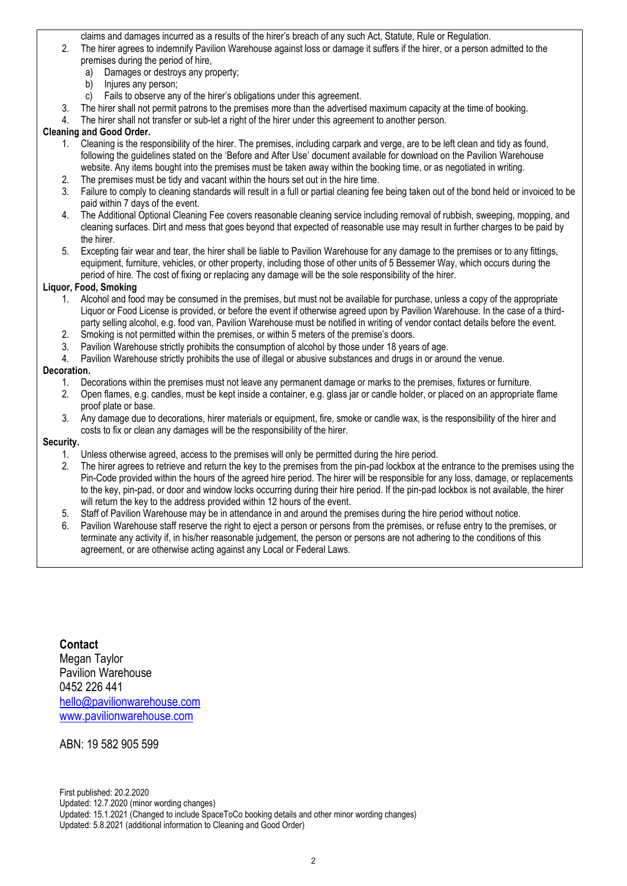claims and damages incurred as a results of the hirer's breach of any such Act, Statute, Rule or Regulation.

2. The hirer agrees to indemnify Pavilion Warehouse against loss or damage it suffers if the hirer, or a person admitted to the premises during the period of hire,
   a) Damages or destroys any property;
   b) Injures any person;
   c) Fails to observe any of the hirer's obligations under this agreement.
3. The hirer shall not permit patrons to the premises more than the advertised maximum capacity at the time of booking.
4. The hirer shall not transfer or sub-let a right of the hirer under this agreement to another person.

**Cleaning and Good Order.**

1. Cleaning is the responsibility of the hirer. The premises, including carpark and verge, are to be left clean and tidy as found, following the guidelines stated on the 'Before and After Use' document available for download on the Pavilion Warehouse website. Any items bought into the premises must be taken away within the booking time, or as negotiated in writing.
2. The premises must be tidy and vacant within the hours set out in the hire time.
3. Failure to comply to cleaning standards will result in a full or partial cleaning fee being taken out of the bond held or invoiced to be paid within 7 days of the event.
4. The Additional Optional Cleaning Fee covers reasonable cleaning service including removal of rubbish, sweeping, mopping, and cleaning surfaces. Dirt and mess that goes beyond that expected of reasonable use may result in further charges to be paid by the hirer.
5. Excepting fair wear and tear, the hirer shall be liable to Pavilion Warehouse for any damage to the premises or to any fittings, equipment, furniture, vehicles, or other property, including those of other units of 5 Bessemer Way, which occurs during the period of hire. The cost of fixing or replacing any damage will be the sole responsibility of the hirer.

**Liquor, Food, Smoking**

1. Alcohol and food may be consumed in the premises, but must not be available for purchase, unless a copy of the appropriate Liquor or Food License is provided, or before the event if otherwise agreed upon by Pavilion Warehouse. In the case of a third-party selling alcohol, e.g. food van, Pavilion Warehouse must be notified in writing of vendor contact details before the event.
2. Smoking is not permitted within the premises, or within 5 meters of the premise's doors.
3. Pavilion Warehouse strictly prohibits the consumption of alcohol by those under 18 years of age.
4. Pavilion Warehouse strictly prohibits the use of illegal or abusive substances and drugs in or around the venue.

**Decoration.**

1. Decorations within the premises must not leave any permanent damage or marks to the premises, fixtures or furniture.
2. Open flames, e.g. candles, must be kept inside a container, e.g. glass jar or candle holder, or placed on an appropriate flame proof plate or base.
3. Any damage due to decorations, hirer materials or equipment, fire, smoke or candle wax, is the responsibility of the hirer and costs to fix or clean any damages will be the responsibility of the hirer.

**Security.**

1. Unless otherwise agreed, access to the premises will only be permitted during the hire period.
2. The hirer agrees to retrieve and return the key to the premises from the pin-pad lockbox at the entrance to the premises using the Pin-Code provided within the hours of the agreed hire period. The hirer will be responsible for any loss, damage, or replacements to the key, pin-pad, or door and window locks occurring during their hire period. If the pin-pad lockbox is not available, the hirer will return the key to the address provided within 12 hours of the event.

5. Staff of Pavilion Warehouse may be in attendance in and around the premises during the hire period without notice.
6. Pavilion Warehouse staff reserve the right to eject a person or persons from the premises, or refuse entry to the premises, or terminate any activity if, in his/her reasonable judgement, the person or persons are not adhering to the conditions of this agreement, or are otherwise acting against any Local or Federal Laws.

**Contact**

Megan Taylor
Pavilion Warehouse
0452 226 441
hello@pavilionwarehouse.com
www.pavilionwarehouse.com

ABN: 19 582 905 599

First published: 20.2.2020
Updated: 12.7.2020 (minor wording changes)
Updated: 15.1.2021 (Changed to include SpaceToCo booking details and other minor wording changes)
Updated: 5.8.2021 (additional information to Cleaning and Good Order)